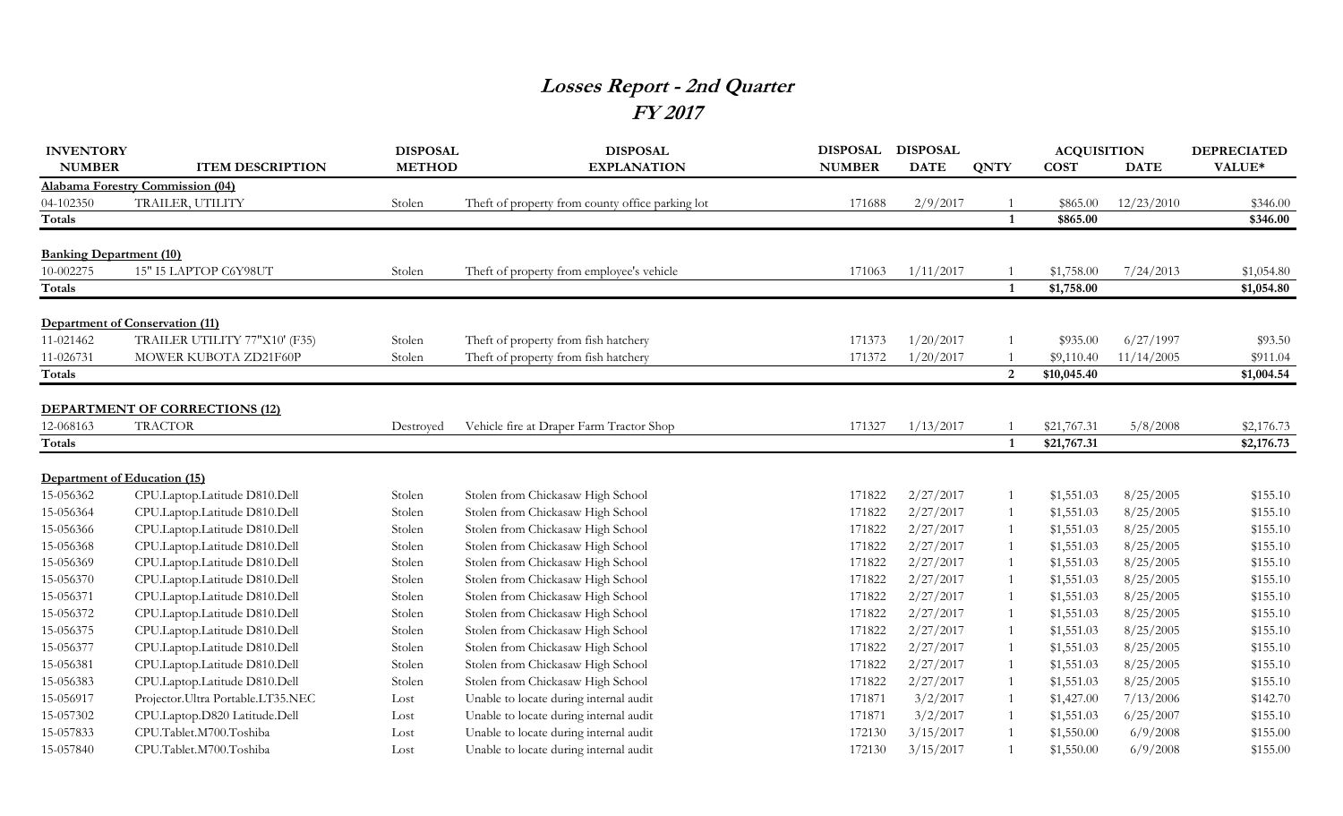# *Losses Report - 2nd Quarter*
# *FY 2017*

| INVENTORY NUMBER | ITEM DESCRIPTION | DISPOSAL METHOD | DISPOSAL EXPLANATION | DISPOSAL NUMBER | DISPOSAL DATE | QNTY | ACQUISITION COST | ACQUISITION DATE | DEPRECIATED VALUE* |
|---|---|---|---|---|---|---|---|---|---|
| **Alabama Forestry Commission (04)** | | | | | | | | | |
| 04-102350 | TRAILER, UTILITY | Stolen | Theft of property from county office parking lot | 171688 | 2/9/2017 | 1 | $865.00 | 12/23/2010 | $346.00 |
| **Totals** | | | | | | **1** | **$865.00** | | **$346.00** |
| **Banking Department (10)** | | | | | | | | | |
| 10-002275 | 15" I5 LAPTOP C6Y98UT | Stolen | Theft of property from employee's vehicle | 171063 | 1/11/2017 | 1 | $1,758.00 | 7/24/2013 | $1,054.80 |
| **Totals** | | | | | | **1** | **$1,758.00** | | **$1,054.80** |
| **Department of Conservation (11)** | | | | | | | | | |
| 11-021462 | TRAILER UTILITY 77"X10' (F35) | Stolen | Theft of property from fish hatchery | 171373 | 1/20/2017 | 1 | $935.00 | 6/27/1997 | $93.50 |
| 11-026731 | MOWER KUBOTA ZD21F60P | Stolen | Theft of property from fish hatchery | 171372 | 1/20/2017 | 1 | $9,110.40 | 11/14/2005 | $911.04 |
| **Totals** | | | | | | **2** | **$10,045.40** | | **$1,004.54** |
| **DEPARTMENT OF CORRECTIONS (12)** | | | | | | | | | |
| 12-068163 | TRACTOR | Destroyed | Vehicle fire at Draper Farm Tractor Shop | 171327 | 1/13/2017 | 1 | $21,767.31 | 5/8/2008 | $2,176.73 |
| **Totals** | | | | | | **1** | **$21,767.31** | | **$2,176.73** |
| **Department of Education (15)** | | | | | | | | | |
| 15-056362 | CPU.Laptop.Latitude D810.Dell | Stolen | Stolen from Chickasaw High School | 171822 | 2/27/2017 | 1 | $1,551.03 | 8/25/2005 | $155.10 |
| 15-056364 | CPU.Laptop.Latitude D810.Dell | Stolen | Stolen from Chickasaw High School | 171822 | 2/27/2017 | 1 | $1,551.03 | 8/25/2005 | $155.10 |
| 15-056366 | CPU.Laptop.Latitude D810.Dell | Stolen | Stolen from Chickasaw High School | 171822 | 2/27/2017 | 1 | $1,551.03 | 8/25/2005 | $155.10 |
| 15-056368 | CPU.Laptop.Latitude D810.Dell | Stolen | Stolen from Chickasaw High School | 171822 | 2/27/2017 | 1 | $1,551.03 | 8/25/2005 | $155.10 |
| 15-056369 | CPU.Laptop.Latitude D810.Dell | Stolen | Stolen from Chickasaw High School | 171822 | 2/27/2017 | 1 | $1,551.03 | 8/25/2005 | $155.10 |
| 15-056370 | CPU.Laptop.Latitude D810.Dell | Stolen | Stolen from Chickasaw High School | 171822 | 2/27/2017 | 1 | $1,551.03 | 8/25/2005 | $155.10 |
| 15-056371 | CPU.Laptop.Latitude D810.Dell | Stolen | Stolen from Chickasaw High School | 171822 | 2/27/2017 | 1 | $1,551.03 | 8/25/2005 | $155.10 |
| 15-056372 | CPU.Laptop.Latitude D810.Dell | Stolen | Stolen from Chickasaw High School | 171822 | 2/27/2017 | 1 | $1,551.03 | 8/25/2005 | $155.10 |
| 15-056375 | CPU.Laptop.Latitude D810.Dell | Stolen | Stolen from Chickasaw High School | 171822 | 2/27/2017 | 1 | $1,551.03 | 8/25/2005 | $155.10 |
| 15-056377 | CPU.Laptop.Latitude D810.Dell | Stolen | Stolen from Chickasaw High School | 171822 | 2/27/2017 | 1 | $1,551.03 | 8/25/2005 | $155.10 |
| 15-056381 | CPU.Laptop.Latitude D810.Dell | Stolen | Stolen from Chickasaw High School | 171822 | 2/27/2017 | 1 | $1,551.03 | 8/25/2005 | $155.10 |
| 15-056383 | CPU.Laptop.Latitude D810.Dell | Stolen | Stolen from Chickasaw High School | 171822 | 2/27/2017 | 1 | $1,551.03 | 8/25/2005 | $155.10 |
| 15-056917 | Projector.Ultra Portable.LT35.NEC | Lost | Unable to locate during internal audit | 171871 | 3/2/2017 | 1 | $1,427.00 | 7/13/2006 | $142.70 |
| 15-057302 | CPU.Laptop.D820 Latitude.Dell | Lost | Unable to locate during internal audit | 171871 | 3/2/2017 | 1 | $1,551.03 | 6/25/2007 | $155.10 |
| 15-057833 | CPU.Tablet.M700.Toshiba | Lost | Unable to locate during internal audit | 172130 | 3/15/2017 | 1 | $1,550.00 | 6/9/2008 | $155.00 |
| 15-057840 | CPU.Tablet.M700.Toshiba | Lost | Unable to locate during internal audit | 172130 | 3/15/2017 | 1 | $1,550.00 | 6/9/2008 | $155.00 |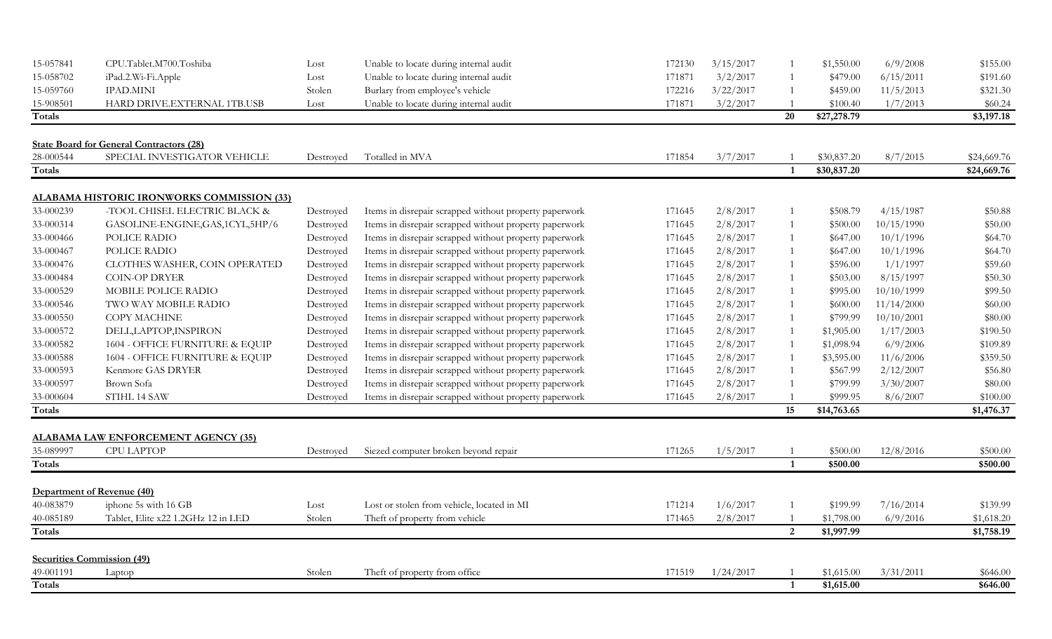| | | | | | | | | | |
|---|---|---|---|---|---|---|---|---|---|
| 15-057841 | CPU.Tablet.M700.Toshiba | Lost | Unable to locate during internal audit | 172130 | 3/15/2017 | 1 | $1,550.00 | 6/9/2008 | $155.00 |
| 15-058702 | iPad.2.Wi-Fi.Apple | Lost | Unable to locate during internal audit | 171871 | 3/2/2017 | 1 | $479.00 | 6/15/2011 | $191.60 |
| 15-059760 | IPAD.MINI | Stolen | Burlary from employee's vehicle | 172216 | 3/22/2017 | 1 | $459.00 | 11/5/2013 | $321.30 |
| 15-908501 | HARD DRIVE.EXTERNAL 1TB.USB | Lost | Unable to locate during internal audit | 171871 | 3/2/2017 | 1 | $100.40 | 1/7/2013 | $60.24 |
| **Totals** | | | | | | **20** | **$27,278.79** | | **$3,197.18** |
| **State Board for General Contractors (28)** | | | | | | | | | |
| 28-000544 | SPECIAL INVESTIGATOR VEHICLE | Destroyed | Totalled in MVA | 171854 | 3/7/2017 | 1 | $30,837.20 | 8/7/2015 | $24,669.76 |
| **Totals** | | | | | | **1** | **$30,837.20** | | **$24,669.76** |
| **ALABAMA HISTORIC IRONWORKS COMMISSION (33)** | | | | | | | | | |
| 33-000239 | -TOOL CHISEL ELECTRIC BLACK & | Destroyed | Items in disrepair scrapped without property paperwork | 171645 | 2/8/2017 | 1 | $508.79 | 4/15/1987 | $50.88 |
| 33-000314 | GASOLINE-ENGINE,GAS,1CYL,5HP/6 | Destroyed | Items in disrepair scrapped without property paperwork | 171645 | 2/8/2017 | 1 | $500.00 | 10/15/1990 | $50.00 |
| 33-000466 | POLICE RADIO | Destroyed | Items in disrepair scrapped without property paperwork | 171645 | 2/8/2017 | 1 | $647.00 | 10/1/1996 | $64.70 |
| 33-000467 | POLICE RADIO | Destroyed | Items in disrepair scrapped without property paperwork | 171645 | 2/8/2017 | 1 | $647.00 | 10/1/1996 | $64.70 |
| 33-000476 | CLOTHES WASHER, COIN OPERATED | Destroyed | Items in disrepair scrapped without property paperwork | 171645 | 2/8/2017 | 1 | $596.00 | 1/1/1997 | $59.60 |
| 33-000484 | COIN-OP DRYER | Destroyed | Items in disrepair scrapped without property paperwork | 171645 | 2/8/2017 | 1 | $503.00 | 8/15/1997 | $50.30 |
| 33-000529 | MOBILE POLICE RADIO | Destroyed | Items in disrepair scrapped without property paperwork | 171645 | 2/8/2017 | 1 | $995.00 | 10/10/1999 | $99.50 |
| 33-000546 | TWO WAY MOBILE RADIO | Destroyed | Items in disrepair scrapped without property paperwork | 171645 | 2/8/2017 | 1 | $600.00 | 11/14/2000 | $60.00 |
| 33-000550 | COPY MACHINE | Destroyed | Items in disrepair scrapped without property paperwork | 171645 | 2/8/2017 | 1 | $799.99 | 10/10/2001 | $80.00 |
| 33-000572 | DELL,LAPTOP,INSPIRON | Destroyed | Items in disrepair scrapped without property paperwork | 171645 | 2/8/2017 | 1 | $1,905.00 | 1/17/2003 | $190.50 |
| 33-000582 | 1604 - OFFICE FURNITURE & EQUIP | Destroyed | Items in disrepair scrapped without property paperwork | 171645 | 2/8/2017 | 1 | $1,098.94 | 6/9/2006 | $109.89 |
| 33-000588 | 1604 - OFFICE FURNITURE & EQUIP | Destroyed | Items in disrepair scrapped without property paperwork | 171645 | 2/8/2017 | 1 | $3,595.00 | 11/6/2006 | $359.50 |
| 33-000593 | Kenmore GAS DRYER | Destroyed | Items in disrepair scrapped without property paperwork | 171645 | 2/8/2017 | 1 | $567.99 | 2/12/2007 | $56.80 |
| 33-000597 | Brown Sofa | Destroyed | Items in disrepair scrapped without property paperwork | 171645 | 2/8/2017 | 1 | $799.99 | 3/30/2007 | $80.00 |
| 33-000604 | STIHL 14 SAW | Destroyed | Items in disrepair scrapped without property paperwork | 171645 | 2/8/2017 | 1 | $999.95 | 8/6/2007 | $100.00 |
| **Totals** | | | | | | **15** | **$14,763.65** | | **$1,476.37** |
| **ALABAMA LAW ENFORCEMENT AGENCY (35)** | | | | | | | | | |
| 35-089997 | CPU LAPTOP | Destroyed | Siezed computer broken beyond repair | 171265 | 1/5/2017 | 1 | $500.00 | 12/8/2016 | $500.00 |
| **Totals** | | | | | | **1** | **$500.00** | | **$500.00** |
| **Department of Revenue (40)** | | | | | | | | | |
| 40-083879 | iphone 5s with 16 GB | Lost | Lost or stolen from vehicle, located in MI | 171214 | 1/6/2017 | 1 | $199.99 | 7/16/2014 | $139.99 |
| 40-085189 | Tablet, Elite x22 1.2GHz 12 in LED | Stolen | Theft of property from vehicle | 171465 | 2/8/2017 | 1 | $1,798.00 | 6/9/2016 | $1,618.20 |
| **Totals** | | | | | | **2** | **$1,997.99** | | **$1,758.19** |
| **Securities Commission (49)** | | | | | | | | | |
| 49-001191 | Laptop | Stolen | Theft of property from office | 171519 | 1/24/2017 | 1 | $1,615.00 | 3/31/2011 | $646.00 |
| **Totals** | | | | | | **1** | **$1,615.00** | | **$646.00** |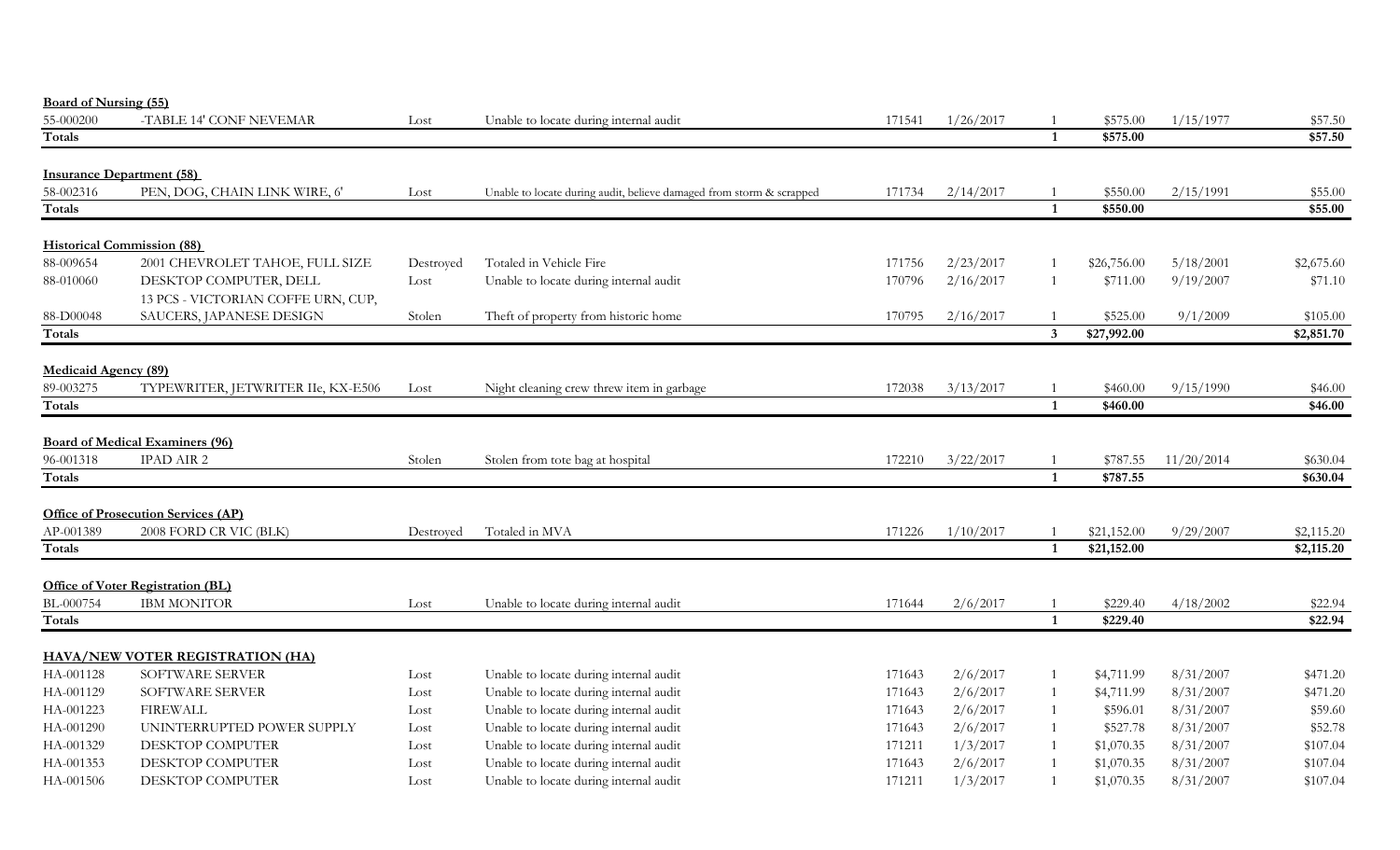**Board of Nursing (55)**

| | | | | | | | | | |
|---|---|---|---|---|---|---|---|---|---|
| 55-000200 | -TABLE 14' CONF NEVEMAR | Lost | Unable to locate during internal audit | 171541 | 1/26/2017 | 1 | $575.00 | 1/15/1977 | $57.50 |
| **Totals** | | | | | | **1** | **$575.00** | | **$57.50** |

**Insurance Department (58)**

| | | | | | | | | | |
|---|---|---|---|---|---|---|---|---|---|
| 58-002316 | PEN, DOG, CHAIN LINK WIRE, 6' | Lost | Unable to locate during audit, believe damaged from storm & scrapped | 171734 | 2/14/2017 | 1 | $550.00 | 2/15/1991 | $55.00 |
| **Totals** | | | | | | **1** | **$550.00** | | **$55.00** |

**Historical Commission (88)**

| | | | | | | | | | |
|---|---|---|---|---|---|---|---|---|---|
| 88-009654 | 2001 CHEVROLET TAHOE, FULL SIZE | Destroyed | Totaled in Vehicle Fire | 171756 | 2/23/2017 | 1 | $26,756.00 | 5/18/2001 | $2,675.60 |
| 88-010060 | DESKTOP COMPUTER, DELL | Lost | Unable to locate during internal audit | 170796 | 2/16/2017 | 1 | $711.00 | 9/19/2007 | $71.10 |
| 88-D00048 | 13 PCS - VICTORIAN COFFE URN, CUP, SAUCERS, JAPANESE DESIGN | Stolen | Theft of property from historic home | 170795 | 2/16/2017 | 1 | $525.00 | 9/1/2009 | $105.00 |
| **Totals** | | | | | | **3** | **$27,992.00** | | **$2,851.70** |

**Medicaid Agency (89)**

| | | | | | | | | | |
|---|---|---|---|---|---|---|---|---|---|
| 89-003275 | TYPEWRITER, JETWRITER IIe, KX-E506 | Lost | Night cleaning crew threw item in garbage | 172038 | 3/13/2017 | 1 | $460.00 | 9/15/1990 | $46.00 |
| **Totals** | | | | | | **1** | **$460.00** | | **$46.00** |

**Board of Medical Examiners (96)**

| | | | | | | | | | |
|---|---|---|---|---|---|---|---|---|---|
| 96-001318 | IPAD AIR 2 | Stolen | Stolen from tote bag at hospital | 172210 | 3/22/2017 | 1 | $787.55 | 11/20/2014 | $630.04 |
| **Totals** | | | | | | **1** | **$787.55** | | **$630.04** |

**Office of Prosecution Services (AP)**

| | | | | | | | | | |
|---|---|---|---|---|---|---|---|---|---|
| AP-001389 | 2008 FORD CR VIC (BLK) | Destroyed | Totaled in MVA | 171226 | 1/10/2017 | 1 | $21,152.00 | 9/29/2007 | $2,115.20 |
| **Totals** | | | | | | **1** | **$21,152.00** | | **$2,115.20** |

**Office of Voter Registration (BL)**

| | | | | | | | | | |
|---|---|---|---|---|---|---|---|---|---|
| BL-000754 | IBM MONITOR | Lost | Unable to locate during internal audit | 171644 | 2/6/2017 | 1 | $229.40 | 4/18/2002 | $22.94 |
| **Totals** | | | | | | **1** | **$229.40** | | **$22.94** |

**HAVA/NEW VOTER REGISTRATION (HA)**

| | | | | | | | | | |
|---|---|---|---|---|---|---|---|---|---|
| HA-001128 | SOFTWARE SERVER | Lost | Unable to locate during internal audit | 171643 | 2/6/2017 | 1 | $4,711.99 | 8/31/2007 | $471.20 |
| HA-001129 | SOFTWARE SERVER | Lost | Unable to locate during internal audit | 171643 | 2/6/2017 | 1 | $4,711.99 | 8/31/2007 | $471.20 |
| HA-001223 | FIREWALL | Lost | Unable to locate during internal audit | 171643 | 2/6/2017 | 1 | $596.01 | 8/31/2007 | $59.60 |
| HA-001290 | UNINTERRUPTED POWER SUPPLY | Lost | Unable to locate during internal audit | 171643 | 2/6/2017 | 1 | $527.78 | 8/31/2007 | $52.78 |
| HA-001329 | DESKTOP COMPUTER | Lost | Unable to locate during internal audit | 171211 | 1/3/2017 | 1 | $1,070.35 | 8/31/2007 | $107.04 |
| HA-001353 | DESKTOP COMPUTER | Lost | Unable to locate during internal audit | 171643 | 2/6/2017 | 1 | $1,070.35 | 8/31/2007 | $107.04 |
| HA-001506 | DESKTOP COMPUTER | Lost | Unable to locate during internal audit | 171211 | 1/3/2017 | 1 | $1,070.35 | 8/31/2007 | $107.04 |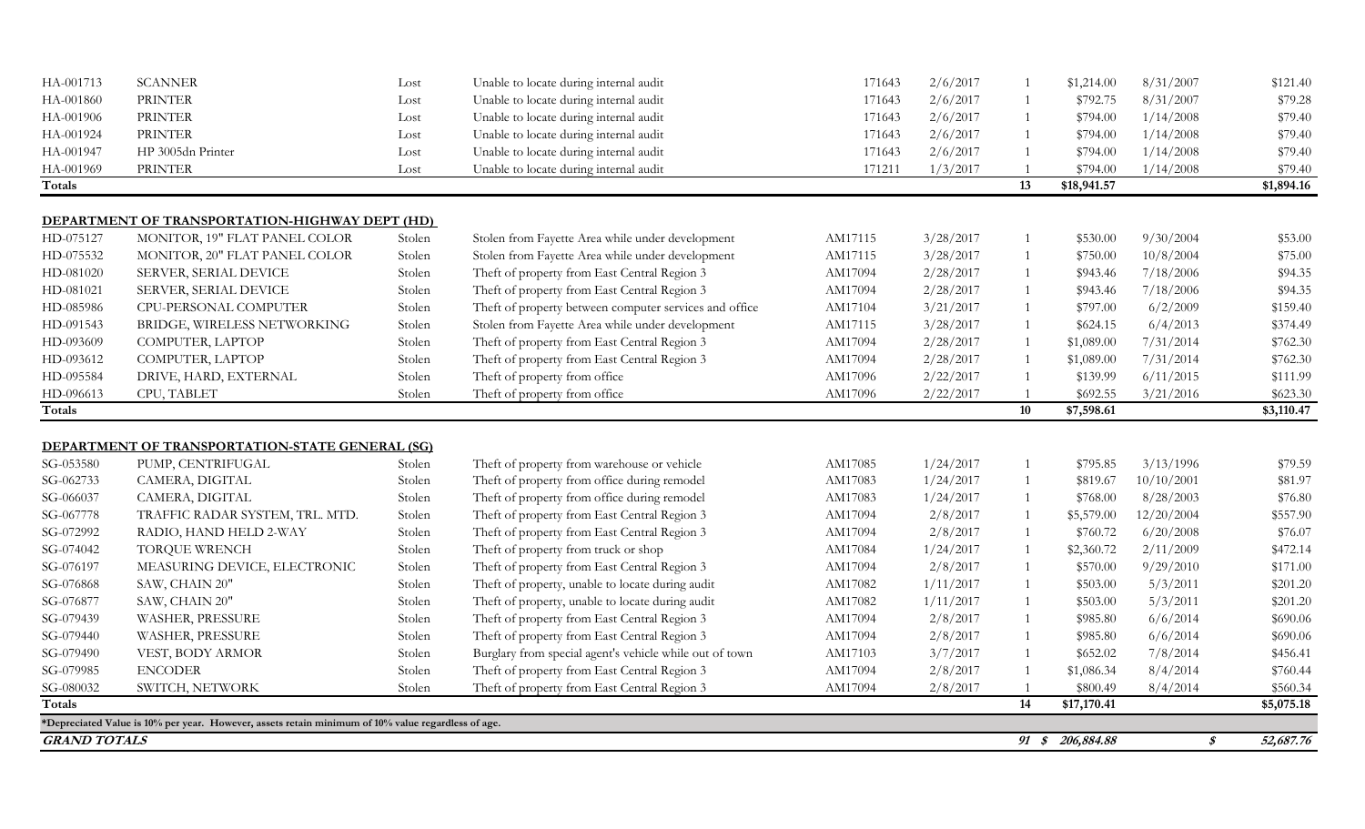| | | | | | | | | | |
|---|---|---|---|---|---|---|---|---|---|
| HA-001713 | SCANNER | Lost | Unable to locate during internal audit | 171643 | 2/6/2017 | 1 | $1,214.00 | 8/31/2007 | $121.40 |
| HA-001860 | PRINTER | Lost | Unable to locate during internal audit | 171643 | 2/6/2017 | 1 | $792.75 | 8/31/2007 | $79.28 |
| HA-001906 | PRINTER | Lost | Unable to locate during internal audit | 171643 | 2/6/2017 | 1 | $794.00 | 1/14/2008 | $79.40 |
| HA-001924 | PRINTER | Lost | Unable to locate during internal audit | 171643 | 2/6/2017 | 1 | $794.00 | 1/14/2008 | $79.40 |
| HA-001947 | HP 3005dn Printer | Lost | Unable to locate during internal audit | 171643 | 2/6/2017 | 1 | $794.00 | 1/14/2008 | $79.40 |
| HA-001969 | PRINTER | Lost | Unable to locate during internal audit | 171211 | 1/3/2017 | 1 | $794.00 | 1/14/2008 | $79.40 |
| **Totals** | | | | | | **13** | **$18,941.57** | | **$1,894.16** |
| **DEPARTMENT OF TRANSPORTATION-HIGHWAY DEPT (HD)** | | | | | | | | | |
| HD-075127 | MONITOR, 19" FLAT PANEL COLOR | Stolen | Stolen from Fayette Area while under development | AM17115 | 3/28/2017 | 1 | $530.00 | 9/30/2004 | $53.00 |
| HD-075532 | MONITOR, 20" FLAT PANEL COLOR | Stolen | Stolen from Fayette Area while under development | AM17115 | 3/28/2017 | 1 | $750.00 | 10/8/2004 | $75.00 |
| HD-081020 | SERVER, SERIAL DEVICE | Stolen | Theft of property from East Central Region 3 | AM17094 | 2/28/2017 | 1 | $943.46 | 7/18/2006 | $94.35 |
| HD-081021 | SERVER, SERIAL DEVICE | Stolen | Theft of property from East Central Region 3 | AM17094 | 2/28/2017 | 1 | $943.46 | 7/18/2006 | $94.35 |
| HD-085986 | CPU-PERSONAL COMPUTER | Stolen | Theft of property between computer services and office | AM17104 | 3/21/2017 | 1 | $797.00 | 6/2/2009 | $159.40 |
| HD-091543 | BRIDGE, WIRELESS NETWORKING | Stolen | Stolen from Fayette Area while under development | AM17115 | 3/28/2017 | 1 | $624.15 | 6/4/2013 | $374.49 |
| HD-093609 | COMPUTER, LAPTOP | Stolen | Theft of property from East Central Region 3 | AM17094 | 2/28/2017 | 1 | $1,089.00 | 7/31/2014 | $762.30 |
| HD-093612 | COMPUTER, LAPTOP | Stolen | Theft of property from East Central Region 3 | AM17094 | 2/28/2017 | 1 | $1,089.00 | 7/31/2014 | $762.30 |
| HD-095584 | DRIVE, HARD, EXTERNAL | Stolen | Theft of property from office | AM17096 | 2/22/2017 | 1 | $139.99 | 6/11/2015 | $111.99 |
| HD-096613 | CPU, TABLET | Stolen | Theft of property from office | AM17096 | 2/22/2017 | 1 | $692.55 | 3/21/2016 | $623.30 |
| **Totals** | | | | | | **10** | **$7,598.61** | | **$3,110.47** |
| **DEPARTMENT OF TRANSPORTATION-STATE GENERAL (SG)** | | | | | | | | | |
| SG-053580 | PUMP, CENTRIFUGAL | Stolen | Theft of property from warehouse or vehicle | AM17085 | 1/24/2017 | 1 | $795.85 | 3/13/1996 | $79.59 |
| SG-062733 | CAMERA, DIGITAL | Stolen | Theft of property from office during remodel | AM17083 | 1/24/2017 | 1 | $819.67 | 10/10/2001 | $81.97 |
| SG-066037 | CAMERA, DIGITAL | Stolen | Theft of property from office during remodel | AM17083 | 1/24/2017 | 1 | $768.00 | 8/28/2003 | $76.80 |
| SG-067778 | TRAFFIC RADAR SYSTEM, TRL. MTD. | Stolen | Theft of property from East Central Region 3 | AM17094 | 2/8/2017 | 1 | $5,579.00 | 12/20/2004 | $557.90 |
| SG-072992 | RADIO, HAND HELD 2-WAY | Stolen | Theft of property from East Central Region 3 | AM17094 | 2/8/2017 | 1 | $760.72 | 6/20/2008 | $76.07 |
| SG-074042 | TORQUE WRENCH | Stolen | Theft of property from truck or shop | AM17084 | 1/24/2017 | 1 | $2,360.72 | 2/11/2009 | $472.14 |
| SG-076197 | MEASURING DEVICE, ELECTRONIC | Stolen | Theft of property from East Central Region 3 | AM17094 | 2/8/2017 | 1 | $570.00 | 9/29/2010 | $171.00 |
| SG-076868 | SAW, CHAIN 20" | Stolen | Theft of property, unable to locate during audit | AM17082 | 1/11/2017 | 1 | $503.00 | 5/3/2011 | $201.20 |
| SG-076877 | SAW, CHAIN 20" | Stolen | Theft of property, unable to locate during audit | AM17082 | 1/11/2017 | 1 | $503.00 | 5/3/2011 | $201.20 |
| SG-079439 | WASHER, PRESSURE | Stolen | Theft of property from East Central Region 3 | AM17094 | 2/8/2017 | 1 | $985.80 | 6/6/2014 | $690.06 |
| SG-079440 | WASHER, PRESSURE | Stolen | Theft of property from East Central Region 3 | AM17094 | 2/8/2017 | 1 | $985.80 | 6/6/2014 | $690.06 |
| SG-079490 | VEST, BODY ARMOR | Stolen | Burglary from special agent's vehicle while out of town | AM17103 | 3/7/2017 | 1 | $652.02 | 7/8/2014 | $456.41 |
| SG-079985 | ENCODER | Stolen | Theft of property from East Central Region 3 | AM17094 | 2/8/2017 | 1 | $1,086.34 | 8/4/2014 | $760.44 |
| SG-080032 | SWITCH, NETWORK | Stolen | Theft of property from East Central Region 3 | AM17094 | 2/8/2017 | 1 | $800.49 | 8/4/2014 | $560.34 |
| **Totals** | | | | | | **14** | **$17,170.41** | | **$5,075.18** |
| **\*Depreciated Value is 10% per year. However, assets retain minimum of 10% value regardless of age.** | | | | | | | | | |
| ***GRAND TOTALS*** | | | | | | ***91*** | ***$ 206,884.88*** | | ***$ 52,687.76*** |